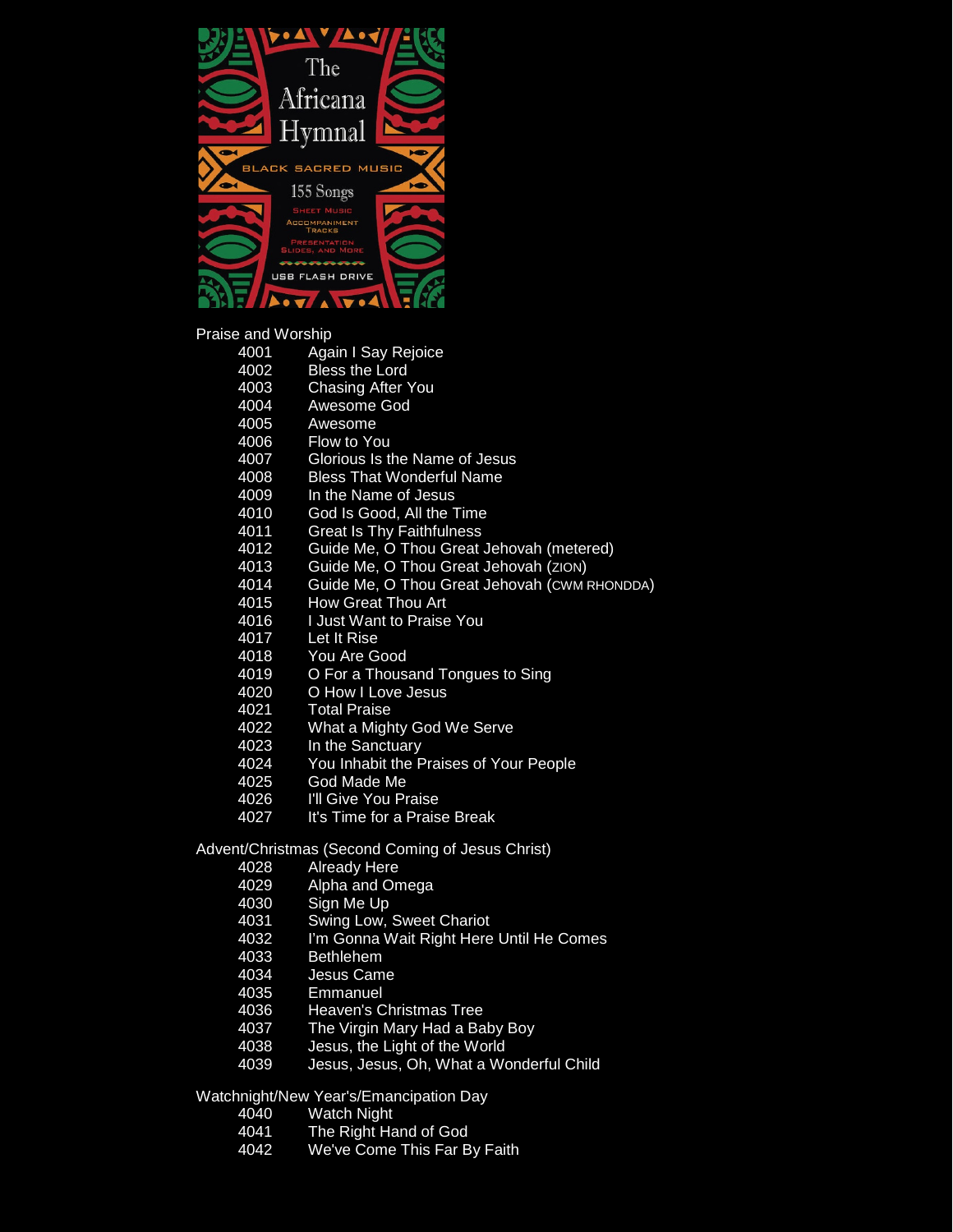The Africana Hymnal

BLACK SACRED MUSIC

155 Songs

SHEET MUSIC

ACCOMPANIMENT TRACKS

PRESENTATION SLIDES, AND MORE

USB FLASH DRIVE

## Praise and Worship

| | |
|---|---|
| 4001 | Again I Say Rejoice |
| 4002 | Bless the Lord |
| 4003 | Chasing After You |
| 4004 | Awesome God |
| 4005 | Awesome |
| 4006 | Flow to You |
| 4007 | Glorious Is the Name of Jesus |
| 4008 | Bless That Wonderful Name |
| 4009 | In the Name of Jesus |
| 4010 | God Is Good, All the Time |
| 4011 | Great Is Thy Faithfulness |
| 4012 | Guide Me, O Thou Great Jehovah (metered) |
| 4013 | Guide Me, O Thou Great Jehovah (ZION) |
| 4014 | Guide Me, O Thou Great Jehovah (CWM RHONDDA) |
| 4015 | How Great Thou Art |
| 4016 | I Just Want to Praise You |
| 4017 | Let It Rise |
| 4018 | You Are Good |
| 4019 | O For a Thousand Tongues to Sing |
| 4020 | O How I Love Jesus |
| 4021 | Total Praise |
| 4022 | What a Mighty God We Serve |
| 4023 | In the Sanctuary |
| 4024 | You Inhabit the Praises of Your People |
| 4025 | God Made Me |
| 4026 | I'll Give You Praise |
| 4027 | It's Time for a Praise Break |

## Advent/Christmas (Second Coming of Jesus Christ)

| | |
|---|---|
| 4028 | Already Here |
| 4029 | Alpha and Omega |
| 4030 | Sign Me Up |
| 4031 | Swing Low, Sweet Chariot |
| 4032 | I'm Gonna Wait Right Here Until He Comes |
| 4033 | Bethlehem |
| 4034 | Jesus Came |
| 4035 | Emmanuel |
| 4036 | Heaven's Christmas Tree |
| 4037 | The Virgin Mary Had a Baby Boy |
| 4038 | Jesus, the Light of the World |
| 4039 | Jesus, Jesus, Oh, What a Wonderful Child |

## Watchnight/New Year's/Emancipation Day

| | |
|---|---|
| 4040 | Watch Night |
| 4041 | The Right Hand of God |
| 4042 | We've Come This Far By Faith |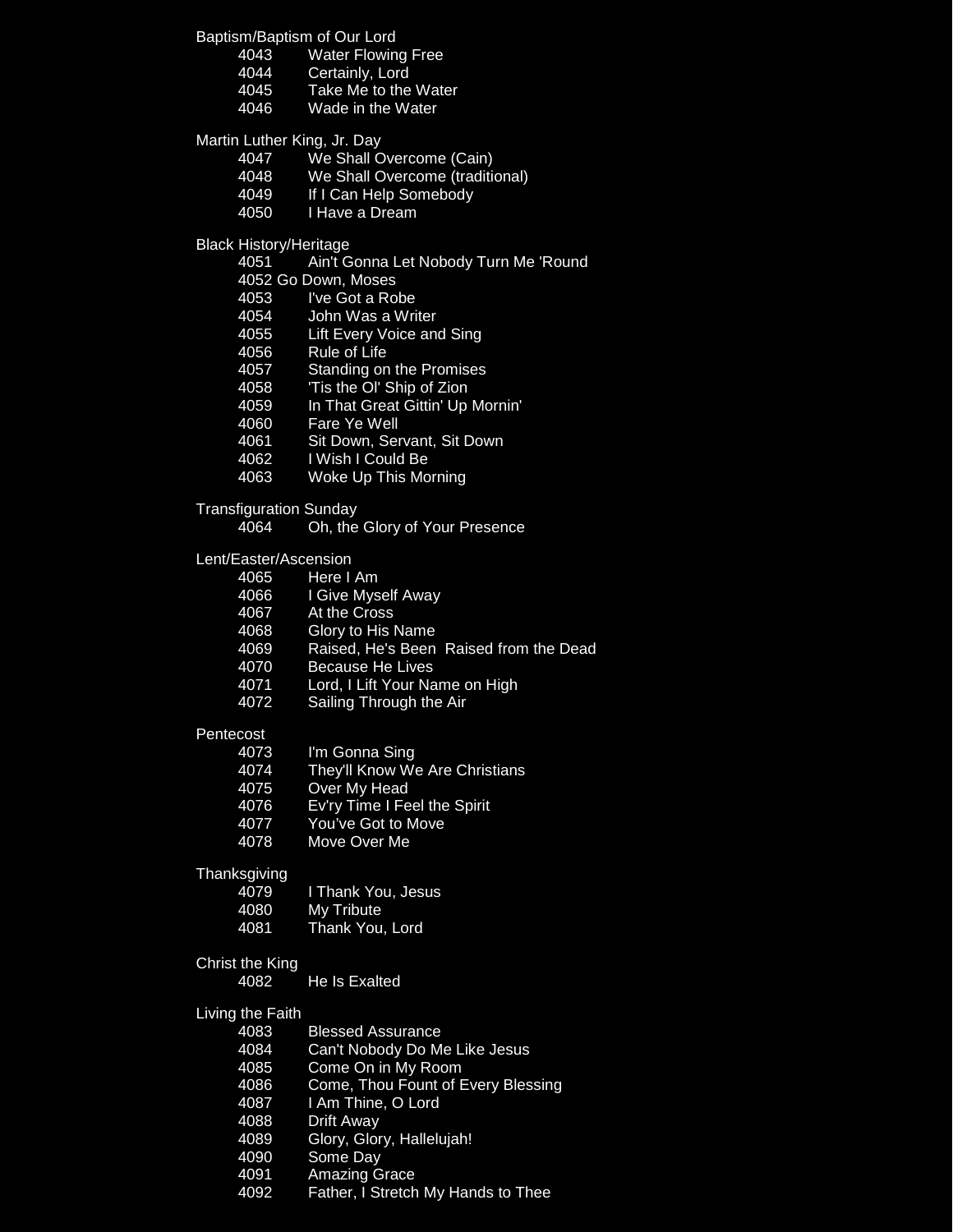Baptism/Baptism of Our Lord

- 4043 Water Flowing Free
- 4044 Certainly, Lord
- 4045 Take Me to the Water
- 4046 Wade in the Water

Martin Luther King, Jr. Day

- 4047 We Shall Overcome (Cain)
- 4048 We Shall Overcome (traditional)
- 4049 If I Can Help Somebody
- 4050 I Have a Dream

Black History/Heritage

- 4051 Ain't Gonna Let Nobody Turn Me 'Round
- 4052 Go Down, Moses
- 4053 I've Got a Robe
- 4054 John Was a Writer
- 4055 Lift Every Voice and Sing
- 4056 Rule of Life
- 4057 Standing on the Promises
- 4058 'Tis the Ol' Ship of Zion
- 4059 In That Great Gittin' Up Mornin'
- 4060 Fare Ye Well
- 4061 Sit Down, Servant, Sit Down
- 4062 I Wish I Could Be
- 4063 Woke Up This Morning

Transfiguration Sunday

- 4064 Oh, the Glory of Your Presence

Lent/Easter/Ascension

- 4065 Here I Am
- 4066 I Give Myself Away
- 4067 At the Cross
- 4068 Glory to His Name
- 4069 Raised, He's Been Raised from the Dead
- 4070 Because He Lives
- 4071 Lord, I Lift Your Name on High
- 4072 Sailing Through the Air

Pentecost

- 4073 I'm Gonna Sing
- 4074 They'll Know We Are Christians
- 4075 Over My Head
- 4076 Ev'ry Time I Feel the Spirit
- 4077 You've Got to Move
- 4078 Move Over Me

Thanksgiving

- 4079 I Thank You, Jesus
- 4080 My Tribute
- 4081 Thank You, Lord

Christ the King

- 4082 He Is Exalted

Living the Faith

- 4083 Blessed Assurance
- 4084 Can't Nobody Do Me Like Jesus
- 4085 Come On in My Room
- 4086 Come, Thou Fount of Every Blessing
- 4087 I Am Thine, O Lord
- 4088 Drift Away
- 4089 Glory, Glory, Hallelujah!
- 4090 Some Day
- 4091 Amazing Grace
- 4092 Father, I Stretch My Hands to Thee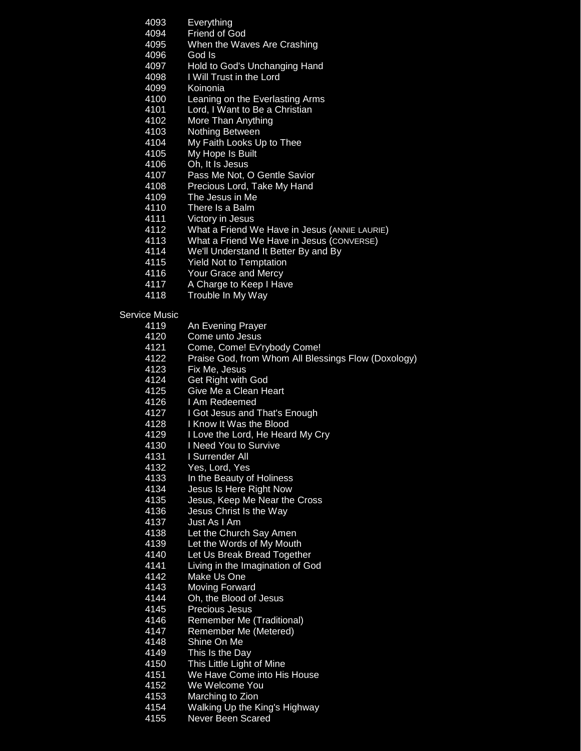| | |
|---|---|
| 4093 | Everything |
| 4094 | Friend of God |
| 4095 | When the Waves Are Crashing |
| 4096 | God Is |
| 4097 | Hold to God's Unchanging Hand |
| 4098 | I Will Trust in the Lord |
| 4099 | Koinonia |
| 4100 | Leaning on the Everlasting Arms |
| 4101 | Lord, I Want to Be a Christian |
| 4102 | More Than Anything |
| 4103 | Nothing Between |
| 4104 | My Faith Looks Up to Thee |
| 4105 | My Hope Is Built |
| 4106 | Oh, It Is Jesus |
| 4107 | Pass Me Not, O Gentle Savior |
| 4108 | Precious Lord, Take My Hand |
| 4109 | The Jesus in Me |
| 4110 | There Is a Balm |
| 4111 | Victory in Jesus |
| 4112 | What a Friend We Have in Jesus (ANNIE LAURIE) |
| 4113 | What a Friend We Have in Jesus (CONVERSE) |
| 4114 | We'll Understand It Better By and By |
| 4115 | Yield Not to Temptation |
| 4116 | Your Grace and Mercy |
| 4117 | A Charge to Keep I Have |
| 4118 | Trouble In My Way |

Service Music

| | |
|---|---|
| 4119 | An Evening Prayer |
| 4120 | Come unto Jesus |
| 4121 | Come, Come! Ev'rybody Come! |
| 4122 | Praise God, from Whom All Blessings Flow (Doxology) |
| 4123 | Fix Me, Jesus |
| 4124 | Get Right with God |
| 4125 | Give Me a Clean Heart |
| 4126 | I Am Redeemed |
| 4127 | I Got Jesus and That's Enough |
| 4128 | I Know It Was the Blood |
| 4129 | I Love the Lord, He Heard My Cry |
| 4130 | I Need You to Survive |
| 4131 | I Surrender All |
| 4132 | Yes, Lord, Yes |
| 4133 | In the Beauty of Holiness |
| 4134 | Jesus Is Here Right Now |
| 4135 | Jesus, Keep Me Near the Cross |
| 4136 | Jesus Christ Is the Way |
| 4137 | Just As I Am |
| 4138 | Let the Church Say Amen |
| 4139 | Let the Words of My Mouth |
| 4140 | Let Us Break Bread Together |
| 4141 | Living in the Imagination of God |
| 4142 | Make Us One |
| 4143 | Moving Forward |
| 4144 | Oh, the Blood of Jesus |
| 4145 | Precious Jesus |
| 4146 | Remember Me (Traditional) |
| 4147 | Remember Me (Metered) |
| 4148 | Shine On Me |
| 4149 | This Is the Day |
| 4150 | This Little Light of Mine |
| 4151 | We Have Come into His House |
| 4152 | We Welcome You |
| 4153 | Marching to Zion |
| 4154 | Walking Up the King's Highway |
| 4155 | Never Been Scared |